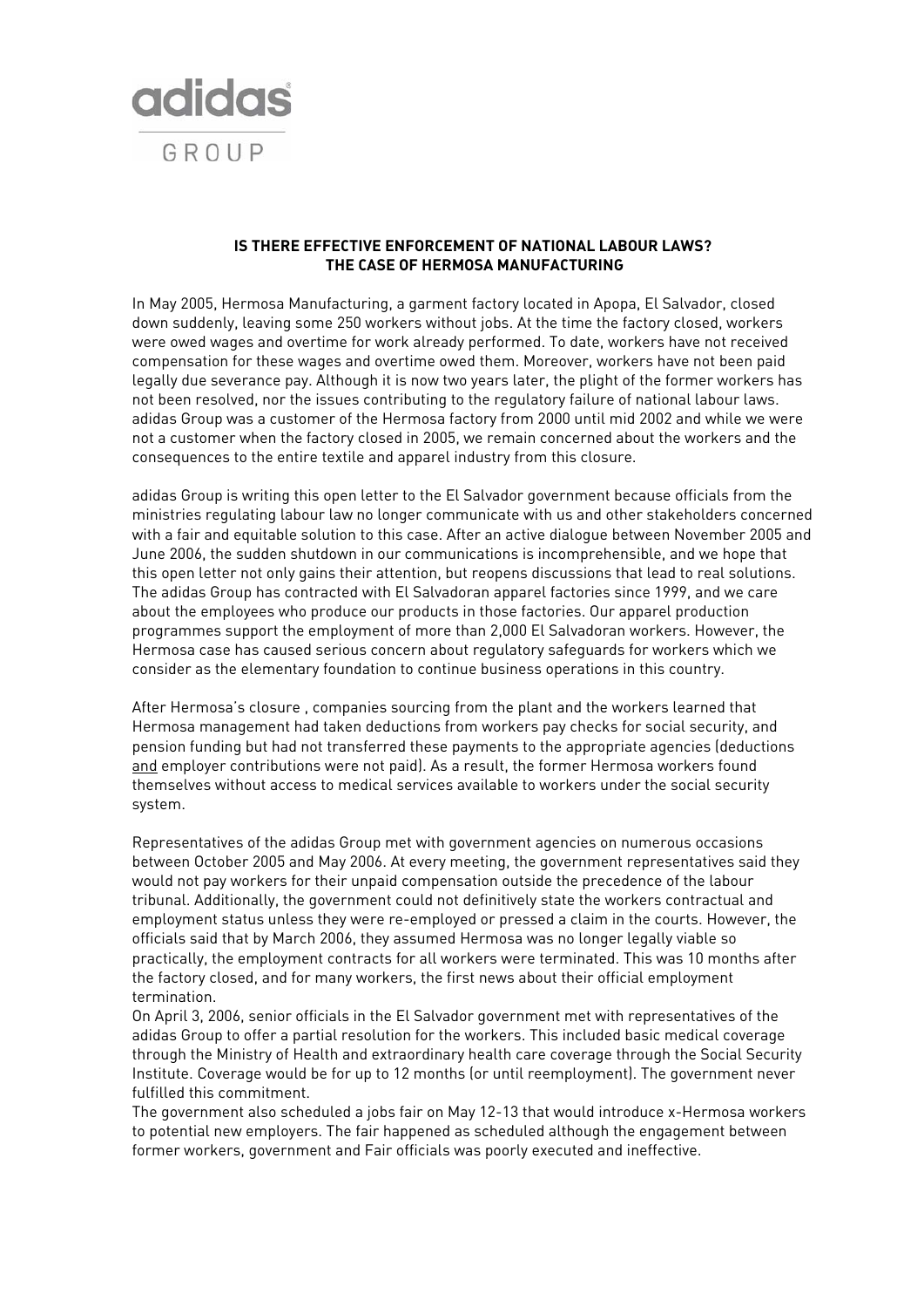adidas GROUP

**IS THERE EFFECTIVE ENFORCEMENT OF NATIONAL LABOUR LAWS?**
**THE CASE OF HERMOSA MANUFACTURING**

In May 2005, Hermosa Manufacturing, a garment factory located in Apopa, El Salvador, closed down suddenly, leaving some 250 workers without jobs. At the time the factory closed, workers were owed wages and overtime for work already performed. To date, workers have not received compensation for these wages and overtime owed them. Moreover, workers have not been paid legally due severance pay. Although it is now two years later, the plight of the former workers has not been resolved, nor the issues contributing to the regulatory failure of national labour laws. adidas Group was a customer of the Hermosa factory from 2000 until mid 2002 and while we were not a customer when the factory closed in 2005, we remain concerned about the workers and the consequences to the entire textile and apparel industry from this closure.

adidas Group is writing this open letter to the El Salvador government because officials from the ministries regulating labour law no longer communicate with us and other stakeholders concerned with a fair and equitable solution to this case. After an active dialogue between November 2005 and June 2006, the sudden shutdown in our communications is incomprehensible, and we hope that this open letter not only gains their attention, but reopens discussions that lead to real solutions. The adidas Group has contracted with El Salvadoran apparel factories since 1999, and we care about the employees who produce our products in those factories. Our apparel production programmes support the employment of more than 2,000 El Salvadoran workers. However, the Hermosa case has caused serious concern about regulatory safeguards for workers which we consider as the elementary foundation to continue business operations in this country.

After Hermosa's closure , companies sourcing from the plant and the workers learned that Hermosa management had taken deductions from workers pay checks for social security, and pension funding but had not transferred these payments to the appropriate agencies (deductions <u>and</u> employer contributions were not paid). As a result, the former Hermosa workers found themselves without access to medical services available to workers under the social security system.

Representatives of the adidas Group met with government agencies on numerous occasions between October 2005 and May 2006. At every meeting, the government representatives said they would not pay workers for their unpaid compensation outside the precedence of the labour tribunal. Additionally, the government could not definitively state the workers contractual and employment status unless they were re-employed or pressed a claim in the courts. However, the officials said that by March 2006, they assumed Hermosa was no longer legally viable so practically, the employment contracts for all workers were terminated. This was 10 months after the factory closed, and for many workers, the first news about their official employment termination.

On April 3, 2006, senior officials in the El Salvador government met with representatives of the adidas Group to offer a partial resolution for the workers. This included basic medical coverage through the Ministry of Health and extraordinary health care coverage through the Social Security Institute. Coverage would be for up to 12 months (or until reemployment). The government never fulfilled this commitment.

The government also scheduled a jobs fair on May 12-13 that would introduce x-Hermosa workers to potential new employers. The fair happened as scheduled although the engagement between former workers, government and Fair officials was poorly executed and ineffective.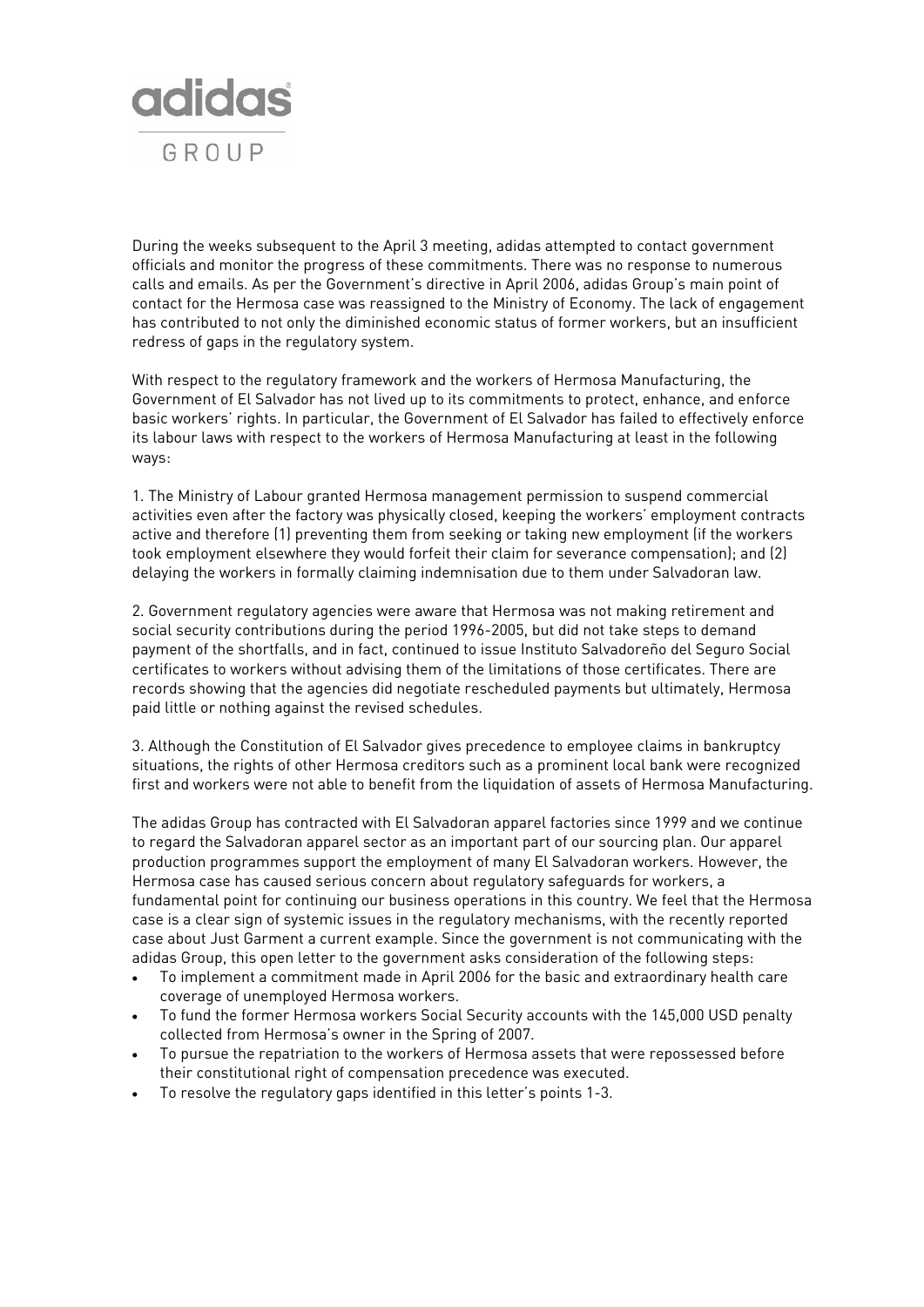During the weeks subsequent to the April 3 meeting, adidas attempted to contact government officials and monitor the progress of these commitments. There was no response to numerous calls and emails. As per the Government's directive in April 2006, adidas Group's main point of contact for the Hermosa case was reassigned to the Ministry of Economy. The lack of engagement has contributed to not only the diminished economic status of former workers, but an insufficient redress of gaps in the regulatory system.

With respect to the regulatory framework and the workers of Hermosa Manufacturing, the Government of El Salvador has not lived up to its commitments to protect, enhance, and enforce basic workers' rights. In particular, the Government of El Salvador has failed to effectively enforce its labour laws with respect to the workers of Hermosa Manufacturing at least in the following ways:

1. The Ministry of Labour granted Hermosa management permission to suspend commercial activities even after the factory was physically closed, keeping the workers' employment contracts active and therefore (1) preventing them from seeking or taking new employment (if the workers took employment elsewhere they would forfeit their claim for severance compensation); and (2) delaying the workers in formally claiming indemnisation due to them under Salvadoran law.

2. Government regulatory agencies were aware that Hermosa was not making retirement and social security contributions during the period 1996-2005, but did not take steps to demand payment of the shortfalls, and in fact, continued to issue Instituto Salvadoreño del Seguro Social certificates to workers without advising them of the limitations of those certificates. There are records showing that the agencies did negotiate rescheduled payments but ultimately, Hermosa paid little or nothing against the revised schedules.

3. Although the Constitution of El Salvador gives precedence to employee claims in bankruptcy situations, the rights of other Hermosa creditors such as a prominent local bank were recognized first and workers were not able to benefit from the liquidation of assets of Hermosa Manufacturing.

The adidas Group has contracted with El Salvadoran apparel factories since 1999 and we continue to regard the Salvadoran apparel sector as an important part of our sourcing plan. Our apparel production programmes support the employment of many El Salvadoran workers. However, the Hermosa case has caused serious concern about regulatory safeguards for workers, a fundamental point for continuing our business operations in this country. We feel that the Hermosa case is a clear sign of systemic issues in the regulatory mechanisms, with the recently reported case about Just Garment a current example. Since the government is not communicating with the adidas Group, this open letter to the government asks consideration of the following steps:

- To implement a commitment made in April 2006 for the basic and extraordinary health care coverage of unemployed Hermosa workers.
- To fund the former Hermosa workers Social Security accounts with the 145,000 USD penalty collected from Hermosa's owner in the Spring of 2007.
- To pursue the repatriation to the workers of Hermosa assets that were repossessed before their constitutional right of compensation precedence was executed.
- To resolve the regulatory gaps identified in this letter's points 1-3.